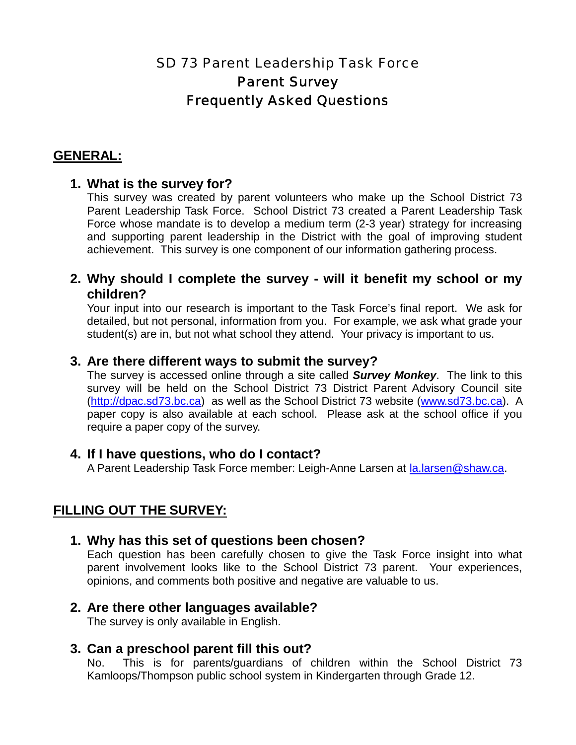# SD 73 Parent Leadership Task Force
# Parent Survey
# Frequently Asked Questions

## GENERAL:

### 1. What is the survey for?

This survey was created by parent volunteers who make up the School District 73 Parent Leadership Task Force. School District 73 created a Parent Leadership Task Force whose mandate is to develop a medium term (2-3 year) strategy for increasing and supporting parent leadership in the District with the goal of improving student achievement. This survey is one component of our information gathering process.

### 2. Why should I complete the survey - will it benefit my school or my children?

Your input into our research is important to the Task Force's final report. We ask for detailed, but not personal, information from you. For example, we ask what grade your student(s) are in, but not what school they attend. Your privacy is important to us.

### 3. Are there different ways to submit the survey?

The survey is accessed online through a site called ***Survey Monkey***. The link to this survey will be held on the School District 73 District Parent Advisory Council site (http://dpac.sd73.bc.ca) as well as the School District 73 website (www.sd73.bc.ca). A paper copy is also available at each school. Please ask at the school office if you require a paper copy of the survey.

### 4. If I have questions, who do I contact?

A Parent Leadership Task Force member: Leigh-Anne Larsen at la.larsen@shaw.ca.

## FILLING OUT THE SURVEY:

### 1. Why has this set of questions been chosen?

Each question has been carefully chosen to give the Task Force insight into what parent involvement looks like to the School District 73 parent. Your experiences, opinions, and comments both positive and negative are valuable to us.

### 2. Are there other languages available?

The survey is only available in English.

### 3. Can a preschool parent fill this out?

No. This is for parents/guardians of children within the School District 73 Kamloops/Thompson public school system in Kindergarten through Grade 12.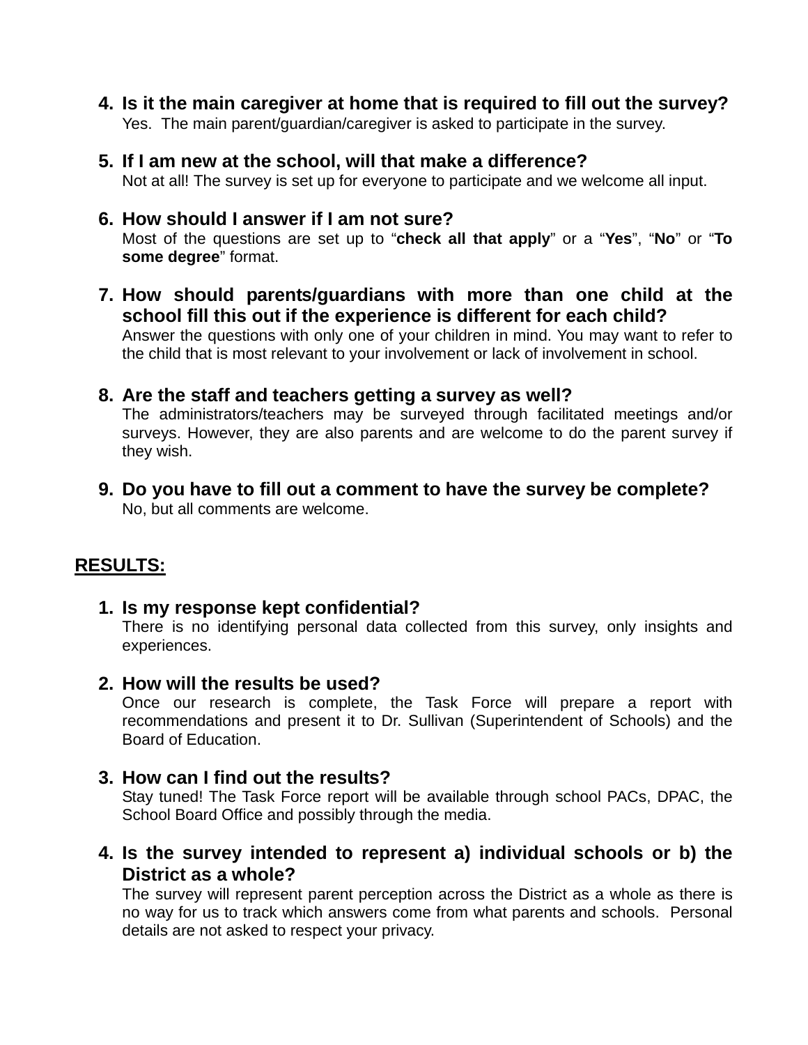4. **Is it the main caregiver at home that is required to fill out the survey?**
   Yes. The main parent/guardian/caregiver is asked to participate in the survey.

5. **If I am new at the school, will that make a difference?**
   Not at all! The survey is set up for everyone to participate and we welcome all input.

6. **How should I answer if I am not sure?**
   Most of the questions are set up to "**check all that apply**" or a "**Yes**", "**No**" or "**To some degree**" format.

7. **How should parents/guardians with more than one child at the school fill this out if the experience is different for each child?**
   Answer the questions with only one of your children in mind. You may want to refer to the child that is most relevant to your involvement or lack of involvement in school.

8. **Are the staff and teachers getting a survey as well?**
   The administrators/teachers may be surveyed through facilitated meetings and/or surveys. However, they are also parents and are welcome to do the parent survey if they wish.

9. **Do you have to fill out a comment to have the survey be complete?**
   No, but all comments are welcome.

## RESULTS:

1. **Is my response kept confidential?**
   There is no identifying personal data collected from this survey, only insights and experiences.

2. **How will the results be used?**
   Once our research is complete, the Task Force will prepare a report with recommendations and present it to Dr. Sullivan (Superintendent of Schools) and the Board of Education.

3. **How can I find out the results?**
   Stay tuned! The Task Force report will be available through school PACs, DPAC, the School Board Office and possibly through the media.

4. **Is the survey intended to represent a) individual schools or b) the District as a whole?**
   The survey will represent parent perception across the District as a whole as there is no way for us to track which answers come from what parents and schools. Personal details are not asked to respect your privacy.